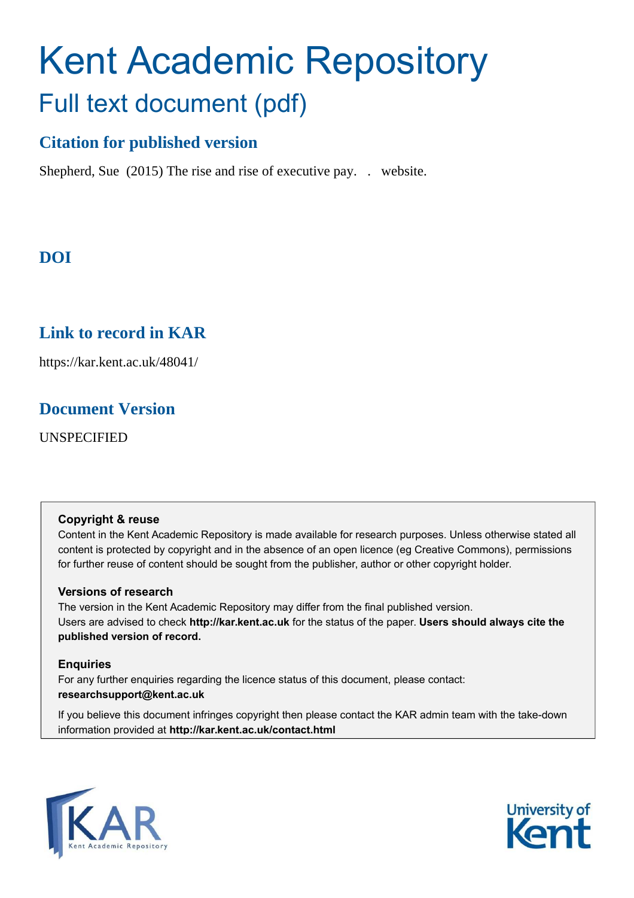# Kent Academic Repository

## Full text document (pdf)

### Citation for published version

Shepherd, Sue (2015) The rise and rise of executive pay. . website.

### DOI

### Link to record in KAR

https://kar.kent.ac.uk/48041/

### Document Version

UNSPECIFIED

**Copyright & reuse**

Content in the Kent Academic Repository is made available for research purposes. Unless otherwise stated all content is protected by copyright and in the absence of an open licence (eg Creative Commons), permissions for further reuse of content should be sought from the publisher, author or other copyright holder.

**Versions of research**

The version in the Kent Academic Repository may differ from the final published version. Users are advised to check **http://kar.kent.ac.uk** for the status of the paper. **Users should always cite the published version of record.**

**Enquiries**

For any further enquiries regarding the licence status of this document, please contact: **researchsupport@kent.ac.uk**

If you believe this document infringes copyright then please contact the KAR admin team with the take-down information provided at **http://kar.kent.ac.uk/contact.html**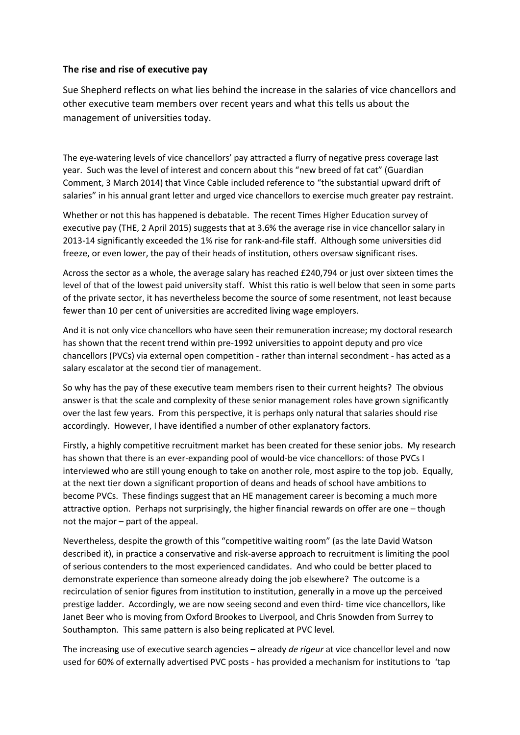**The rise and rise of executive pay**

Sue Shepherd reflects on what lies behind the increase in the salaries of vice chancellors and other executive team members over recent years and what this tells us about the management of universities today.

The eye-watering levels of vice chancellors' pay attracted a flurry of negative press coverage last year. Such was the level of interest and concern about this "new breed of fat cat" (Guardian Comment, 3 March 2014) that Vince Cable included reference to "the substantial upward drift of salaries" in his annual grant letter and urged vice chancellors to exercise much greater pay restraint.

Whether or not this has happened is debatable. The recent Times Higher Education survey of executive pay (THE, 2 April 2015) suggests that at 3.6% the average rise in vice chancellor salary in 2013-14 significantly exceeded the 1% rise for rank-and-file staff. Although some universities did freeze, or even lower, the pay of their heads of institution, others oversaw significant rises.

Across the sector as a whole, the average salary has reached £240,794 or just over sixteen times the level of that of the lowest paid university staff. Whist this ratio is well below that seen in some parts of the private sector, it has nevertheless become the source of some resentment, not least because fewer than 10 per cent of universities are accredited living wage employers.

And it is not only vice chancellors who have seen their remuneration increase; my doctoral research has shown that the recent trend within pre-1992 universities to appoint deputy and pro vice chancellors (PVCs) via external open competition - rather than internal secondment - has acted as a salary escalator at the second tier of management.

So why has the pay of these executive team members risen to their current heights? The obvious answer is that the scale and complexity of these senior management roles have grown significantly over the last few years. From this perspective, it is perhaps only natural that salaries should rise accordingly. However, I have identified a number of other explanatory factors.

Firstly, a highly competitive recruitment market has been created for these senior jobs. My research has shown that there is an ever-expanding pool of would-be vice chancellors: of those PVCs I interviewed who are still young enough to take on another role, most aspire to the top job. Equally, at the next tier down a significant proportion of deans and heads of school have ambitions to become PVCs. These findings suggest that an HE management career is becoming a much more attractive option. Perhaps not surprisingly, the higher financial rewards on offer are one – though not the major – part of the appeal.

Nevertheless, despite the growth of this "competitive waiting room" (as the late David Watson described it), in practice a conservative and risk-averse approach to recruitment is limiting the pool of serious contenders to the most experienced candidates. And who could be better placed to demonstrate experience than someone already doing the job elsewhere? The outcome is a recirculation of senior figures from institution to institution, generally in a move up the perceived prestige ladder. Accordingly, we are now seeing second and even third- time vice chancellors, like Janet Beer who is moving from Oxford Brookes to Liverpool, and Chris Snowden from Surrey to Southampton. This same pattern is also being replicated at PVC level.

The increasing use of executive search agencies – already *de rigeur* at vice chancellor level and now used for 60% of externally advertised PVC posts - has provided a mechanism for institutions to 'tap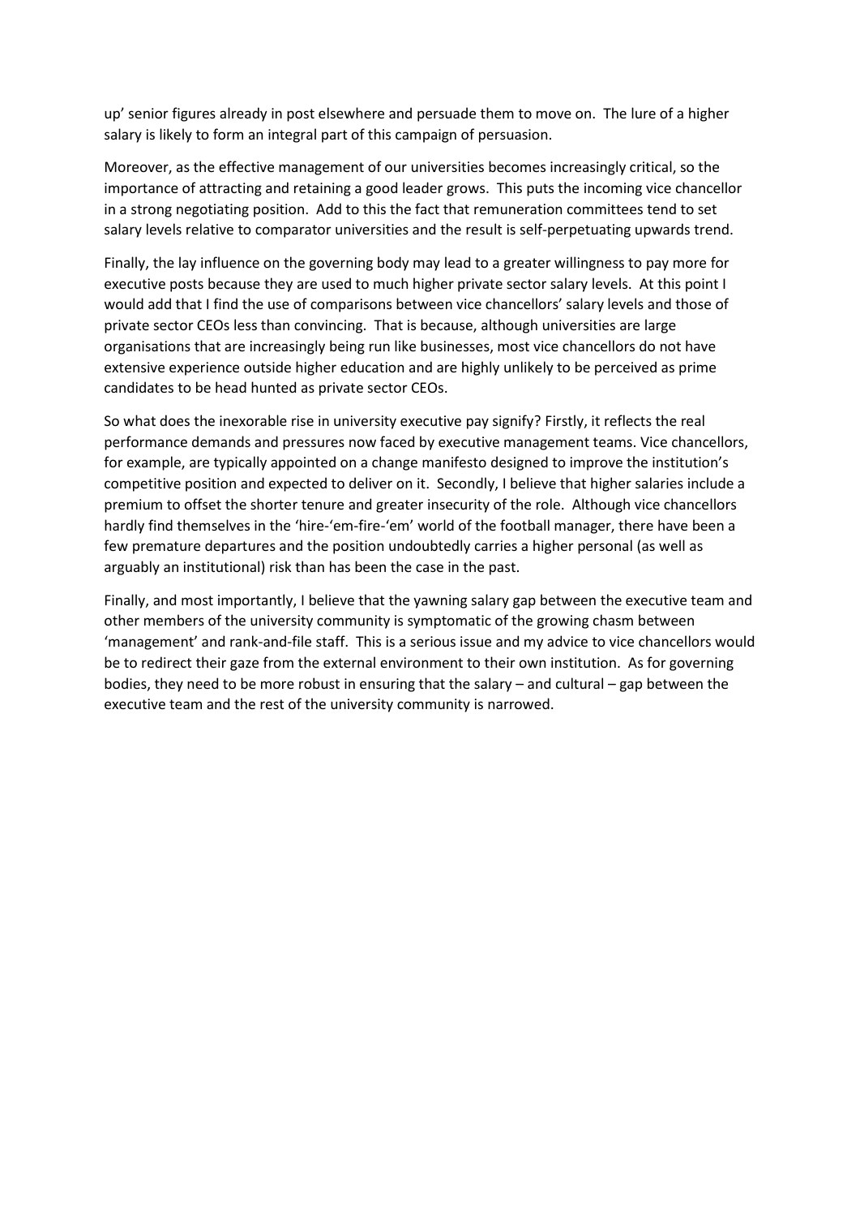up' senior figures already in post elsewhere and persuade them to move on. The lure of a higher salary is likely to form an integral part of this campaign of persuasion.

Moreover, as the effective management of our universities becomes increasingly critical, so the importance of attracting and retaining a good leader grows. This puts the incoming vice chancellor in a strong negotiating position. Add to this the fact that remuneration committees tend to set salary levels relative to comparator universities and the result is self-perpetuating upwards trend.

Finally, the lay influence on the governing body may lead to a greater willingness to pay more for executive posts because they are used to much higher private sector salary levels. At this point I would add that I find the use of comparisons between vice chancellors' salary levels and those of private sector CEOs less than convincing. That is because, although universities are large organisations that are increasingly being run like businesses, most vice chancellors do not have extensive experience outside higher education and are highly unlikely to be perceived as prime candidates to be head hunted as private sector CEOs.

So what does the inexorable rise in university executive pay signify? Firstly, it reflects the real performance demands and pressures now faced by executive management teams. Vice chancellors, for example, are typically appointed on a change manifesto designed to improve the institution's competitive position and expected to deliver on it. Secondly, I believe that higher salaries include a premium to offset the shorter tenure and greater insecurity of the role. Although vice chancellors hardly find themselves in the 'hire-'em-fire-'em' world of the football manager, there have been a few premature departures and the position undoubtedly carries a higher personal (as well as arguably an institutional) risk than has been the case in the past.

Finally, and most importantly, I believe that the yawning salary gap between the executive team and other members of the university community is symptomatic of the growing chasm between 'management' and rank-and-file staff. This is a serious issue and my advice to vice chancellors would be to redirect their gaze from the external environment to their own institution. As for governing bodies, they need to be more robust in ensuring that the salary – and cultural – gap between the executive team and the rest of the university community is narrowed.